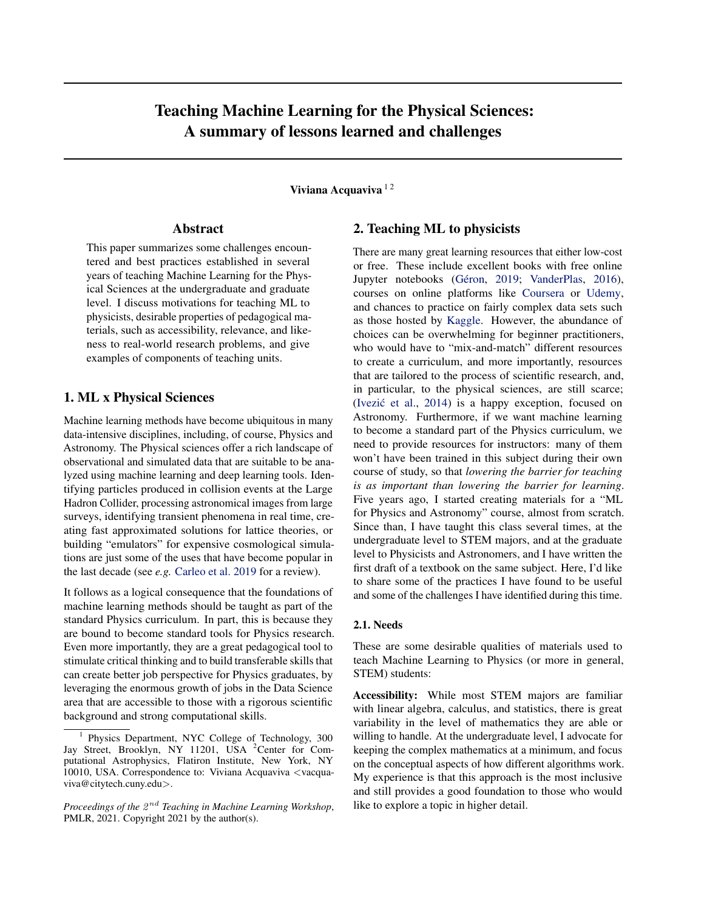# Teaching Machine Learning for the Physical Sciences: A summary of lessons learned and challenges

**Viviana Acquaviva** [1 2]

## Abstract

This paper summarizes some challenges encountered and best practices established in several years of teaching Machine Learning for the Physical Sciences at the undergraduate and graduate level. I discuss motivations for teaching ML to physicists, desirable properties of pedagogical materials, such as accessibility, relevance, and likeness to real-world research problems, and give examples of components of teaching units.

## 1. ML x Physical Sciences

Machine learning methods have become ubiquitous in many data-intensive disciplines, including, of course, Physics and Astronomy. The Physical sciences offer a rich landscape of observational and simulated data that are suitable to be analyzed using machine learning and deep learning tools. Identifying particles produced in collision events at the Large Hadron Collider, processing astronomical images from large surveys, identifying transient phenomena in real time, creating fast approximated solutions for lattice theories, or building "emulators" for expensive cosmological simulations are just some of the uses that have become popular in the last decade (see *e.g.* Carleo et al. 2019 for a review).

It follows as a logical consequence that the foundations of machine learning methods should be taught as part of the standard Physics curriculum. In part, this is because they are bound to become standard tools for Physics research. Even more importantly, they are a great pedagogical tool to stimulate critical thinking and to build transferable skills that can create better job perspective for Physics graduates, by leveraging the enormous growth of jobs in the Data Science area that are accessible to those with a rigorous scientific background and strong computational skills.

[1] Physics Department, NYC College of Technology, 300 Jay Street, Brooklyn, NY 11201, USA [2] Center for Computational Astrophysics, Flatiron Institute, New York, NY 10010, USA. Correspondence to: Viviana Acquaviva <vacquaviva@citytech.cuny.edu>.

*Proceedings of the 2nd Teaching in Machine Learning Workshop*, PMLR, 2021. Copyright 2021 by the author(s).

## 2. Teaching ML to physicists

There are many great learning resources that either low-cost or free. These include excellent books with free online Jupyter notebooks (Géron, 2019; VanderPlas, 2016), courses on online platforms like Coursera or Udemy, and chances to practice on fairly complex data sets such as those hosted by Kaggle. However, the abundance of choices can be overwhelming for beginner practitioners, who would have to "mix-and-match" different resources to create a curriculum, and more importantly, resources that are tailored to the process of scientific research, and, in particular, to the physical sciences, are still scarce; (Ivezić et al., 2014) is a happy exception, focused on Astronomy. Furthermore, if we want machine learning to become a standard part of the Physics curriculum, we need to provide resources for instructors: many of them won't have been trained in this subject during their own course of study, so that *lowering the barrier for teaching is as important than lowering the barrier for learning*. Five years ago, I started creating materials for a "ML for Physics and Astronomy" course, almost from scratch. Since than, I have taught this class several times, at the undergraduate level to STEM majors, and at the graduate level to Physicists and Astronomers, and I have written the first draft of a textbook on the same subject. Here, I'd like to share some of the practices I have found to be useful and some of the challenges I have identified during this time.

### 2.1. Needs

These are some desirable qualities of materials used to teach Machine Learning to Physics (or more in general, STEM) students:

**Accessibility:** While most STEM majors are familiar with linear algebra, calculus, and statistics, there is great variability in the level of mathematics they are able or willing to handle. At the undergraduate level, I advocate for keeping the complex mathematics at a minimum, and focus on the conceptual aspects of how different algorithms work. My experience is that this approach is the most inclusive and still provides a good foundation to those who would like to explore a topic in higher detail.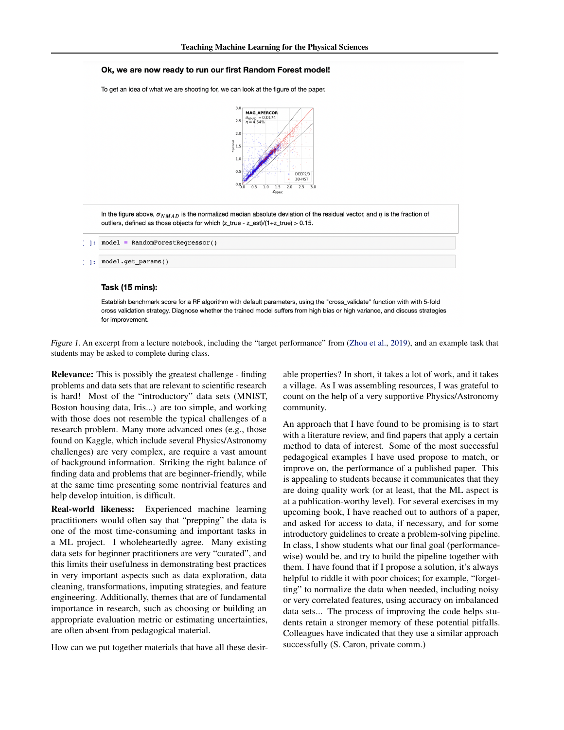**Ok, we are now ready to run our first Random Forest model!**

To get an idea of what we are shooting for, we can look at the figure of the paper.

In the figure above, $\sigma_{NMAD}$ is the normalized median absolute deviation of the residual vector, and $\eta$ is the fraction of outliers, defined as those objects for which (z_true - z_est)/(1+z_true) > 0.15.

```
model = RandomForestRegressor()
```

```
model.get_params()
```

**Task (15 mins):**

Establish benchmark score for a RF algorithm with default parameters, using the "cross_validate" function with with 5-fold cross validation strategy. Diagnose whether the trained model suffers from high bias or high variance, and discuss strategies for improvement.

*Figure 1.* An excerpt from a lecture notebook, including the "target performance" from (Zhou et al., 2019), and an example task that students may be asked to complete during class.

**Relevance:** This is possibly the greatest challenge - finding problems and data sets that are relevant to scientific research is hard! Most of the "introductory" data sets (MNIST, Boston housing data, Iris...) are too simple, and working with those does not resemble the typical challenges of a research problem. Many more advanced ones (e.g., those found on Kaggle, which include several Physics/Astronomy challenges) are very complex, are require a vast amount of background information. Striking the right balance of finding data and problems that are beginner-friendly, while at the same time presenting some nontrivial features and help develop intuition, is difficult.

**Real-world likeness:** Experienced machine learning practitioners would often say that "prepping" the data is one of the most time-consuming and important tasks in a ML project. I wholeheartedly agree. Many existing data sets for beginner practitioners are very "curated", and this limits their usefulness in demonstrating best practices in very important aspects such as data exploration, data cleaning, transformations, imputing strategies, and feature engineering. Additionally, themes that are of fundamental importance in research, such as choosing or building an appropriate evaluation metric or estimating uncertainties, are often absent from pedagogical material.

How can we put together materials that have all these desirable properties? In short, it takes a lot of work, and it takes a village. As I was assembling resources, I was grateful to count on the help of a very supportive Physics/Astronomy community.

An approach that I have found to be promising is to start with a literature review, and find papers that apply a certain method to data of interest. Some of the most successful pedagogical examples I have used propose to match, or improve on, the performance of a published paper. This is appealing to students because it communicates that they are doing quality work (or at least, that the ML aspect is at a publication-worthy level). For several exercises in my upcoming book, I have reached out to authors of a paper, and asked for access to data, if necessary, and for some introductory guidelines to create a problem-solving pipeline. In class, I show students what our final goal (performance-wise) would be, and try to build the pipeline together with them. I have found that if I propose a solution, it's always helpful to riddle it with poor choices; for example, "forgetting" to normalize the data when needed, including noisy or very correlated features, using accuracy on imbalanced data sets... The process of improving the code helps students retain a stronger memory of these potential pitfalls. Colleagues have indicated that they use a similar approach successfully (S. Caron, private comm.)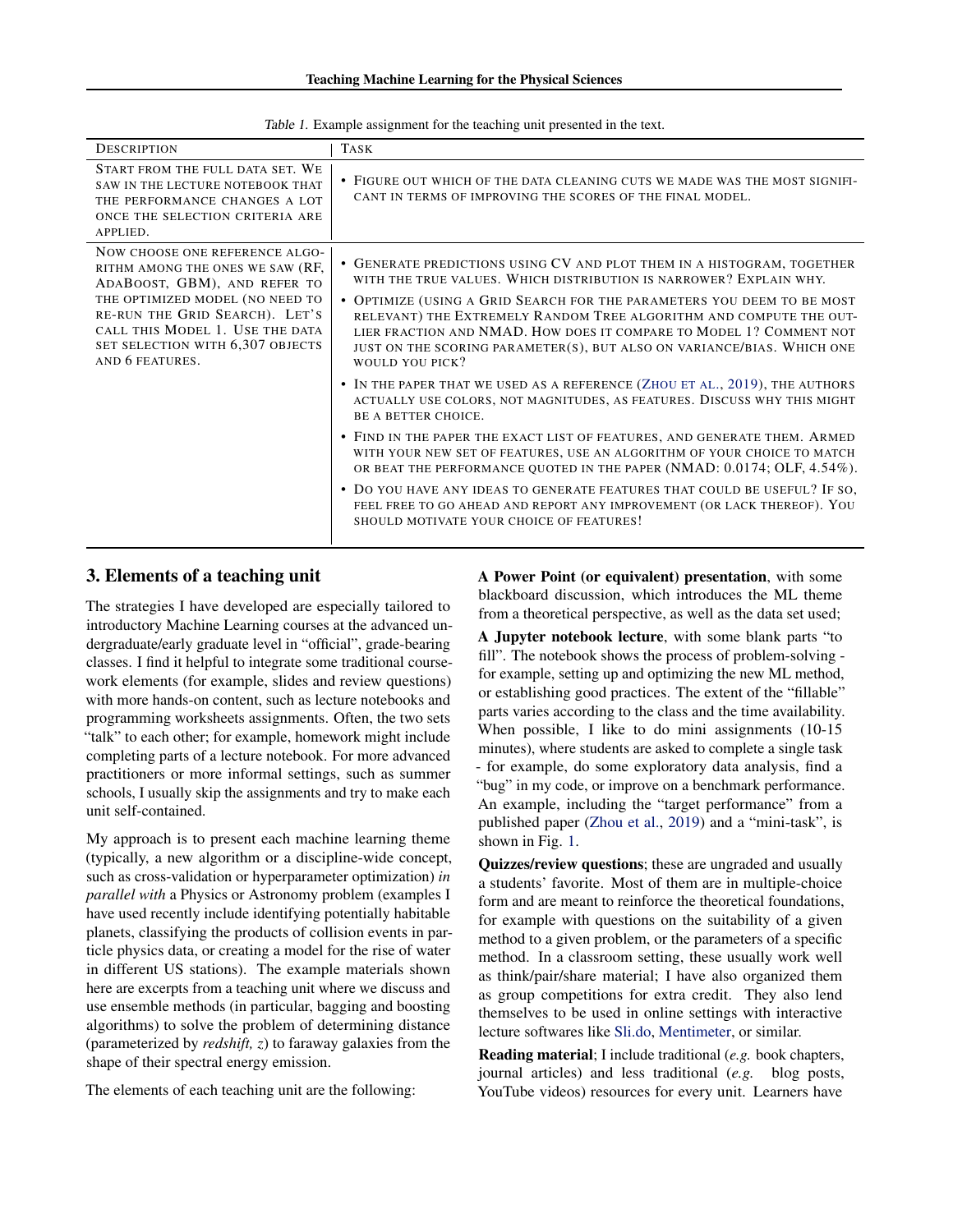Table 1. Example assignment for the teaching unit presented in the text.

| Description | Task |
|---|---|
| Start from the full data set. We saw in the lecture notebook that the performance changes a lot once the selection criteria are applied. | • Figure out which of the data cleaning cuts we made was the most significant in terms of improving the scores of the final model. |
| Now choose one reference algorithm among the ones we saw (RF, AdaBoost, GBM), and refer to the optimized model (no need to re-run the Grid Search). Let's call this Model 1. Use the data set selection with 6,307 objects and 6 features. | • Generate predictions using CV and plot them in a histogram, together with the true values. Which distribution is narrower? Explain why. <br> • Optimize (using a Grid Search for the parameters you deem to be most relevant) the Extremely Random Tree algorithm and compute the outlier fraction and NMAD. How does it compare to Model 1? Comment not just on the scoring parameter(s), but also on variance/bias. Which one would you pick? <br> • In the paper that we used as a reference (Zhou et al., 2019), the authors actually use colors, not magnitudes, as features. Discuss why this might be a better choice. <br> • Find in the paper the exact list of features, and generate them. Armed with your new set of features, use an algorithm of your choice to match or beat the performance quoted in the paper (NMAD: 0.0174; OLF, 4.54%). <br> • Do you have any ideas to generate features that could be useful? If so, feel free to go ahead and report any improvement (or lack thereof). You should motivate your choice of features! |

## 3. Elements of a teaching unit

The strategies I have developed are especially tailored to introductory Machine Learning courses at the advanced undergraduate/early graduate level in "official", grade-bearing classes. I find it helpful to integrate some traditional coursework elements (for example, slides and review questions) with more hands-on content, such as lecture notebooks and programming worksheets assignments. Often, the two sets "talk" to each other; for example, homework might include completing parts of a lecture notebook. For more advanced practitioners or more informal settings, such as summer schools, I usually skip the assignments and try to make each unit self-contained.

My approach is to present each machine learning theme (typically, a new algorithm or a discipline-wide concept, such as cross-validation or hyperparameter optimization) *in parallel with* a Physics or Astronomy problem (examples I have used recently include identifying potentially habitable planets, classifying the products of collision events in particle physics data, or creating a model for the rise of water in different US stations). The example materials shown here are excerpts from a teaching unit where we discuss and use ensemble methods (in particular, bagging and boosting algorithms) to solve the problem of determining distance (parameterized by *redshift, z*) to faraway galaxies from the shape of their spectral energy emission.

The elements of each teaching unit are the following:

**A Power Point (or equivalent) presentation**, with some blackboard discussion, which introduces the ML theme from a theoretical perspective, as well as the data set used;

**A Jupyter notebook lecture**, with some blank parts "to fill". The notebook shows the process of problem-solving - for example, setting up and optimizing the new ML method, or establishing good practices. The extent of the "fillable" parts varies according to the class and the time availability. When possible, I like to do mini assignments (10-15 minutes), where students are asked to complete a single task - for example, do some exploratory data analysis, find a "bug" in my code, or improve on a benchmark performance. An example, including the "target performance" from a published paper (Zhou et al., 2019) and a "mini-task", is shown in Fig. 1.

**Quizzes/review questions**; these are ungraded and usually a students' favorite. Most of them are in multiple-choice form and are meant to reinforce the theoretical foundations, for example with questions on the suitability of a given method to a given problem, or the parameters of a specific method. In a classroom setting, these usually work well as think/pair/share material; I have also organized them as group competitions for extra credit. They also lend themselves to be used in online settings with interactive lecture softwares like Sli.do, Mentimeter, or similar.

**Reading material**; I include traditional (*e.g.* book chapters, journal articles) and less traditional (*e.g.* blog posts, YouTube videos) resources for every unit. Learners have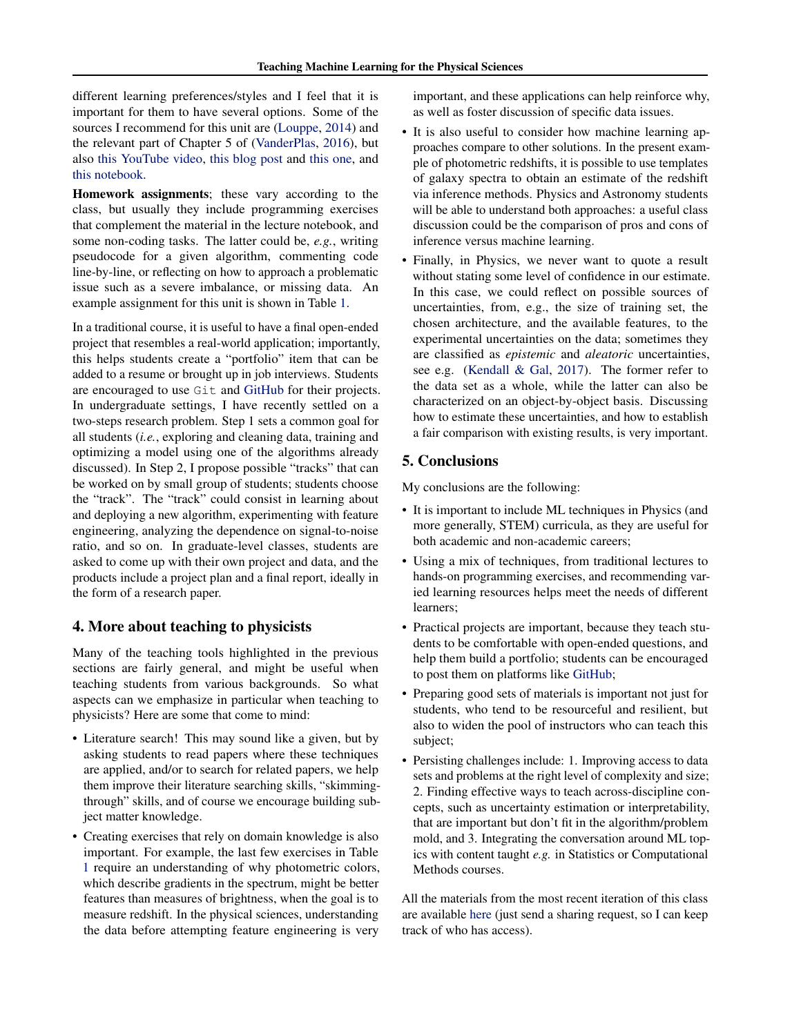different learning preferences/styles and I feel that it is important for them to have several options. Some of the sources I recommend for this unit are (Louppe, 2014) and the relevant part of Chapter 5 of (VanderPlas, 2016), but also this YouTube video, this blog post and this one, and this notebook.

**Homework assignments**; these vary according to the class, but usually they include programming exercises that complement the material in the lecture notebook, and some non-coding tasks. The latter could be, *e.g.*, writing pseudocode for a given algorithm, commenting code line-by-line, or reflecting on how to approach a problematic issue such as a severe imbalance, or missing data. An example assignment for this unit is shown in Table 1.

In a traditional course, it is useful to have a final open-ended project that resembles a real-world application; importantly, this helps students create a "portfolio" item that can be added to a resume or brought up in job interviews. Students are encouraged to use `Git` and GitHub for their projects. In undergraduate settings, I have recently settled on a two-steps research problem. Step 1 sets a common goal for all students (*i.e.*, exploring and cleaning data, training and optimizing a model using one of the algorithms already discussed). In Step 2, I propose possible "tracks" that can be worked on by small group of students; students choose the "track". The "track" could consist in learning about and deploying a new algorithm, experimenting with feature engineering, analyzing the dependence on signal-to-noise ratio, and so on. In graduate-level classes, students are asked to come up with their own project and data, and the products include a project plan and a final report, ideally in the form of a research paper.

## 4. More about teaching to physicists

Many of the teaching tools highlighted in the previous sections are fairly general, and might be useful when teaching students from various backgrounds. So what aspects can we emphasize in particular when teaching to physicists? Here are some that come to mind:

- Literature search! This may sound like a given, but by asking students to read papers where these techniques are applied, and/or to search for related papers, we help them improve their literature searching skills, "skimming-through" skills, and of course we encourage building subject matter knowledge.
- Creating exercises that rely on domain knowledge is also important. For example, the last few exercises in Table 1 require an understanding of why photometric colors, which describe gradients in the spectrum, might be better features than measures of brightness, when the goal is to measure redshift. In the physical sciences, understanding the data before attempting feature engineering is very important, and these applications can help reinforce why, as well as foster discussion of specific data issues.
- It is also useful to consider how machine learning approaches compare to other solutions. In the present example of photometric redshifts, it is possible to use templates of galaxy spectra to obtain an estimate of the redshift via inference methods. Physics and Astronomy students will be able to understand both approaches: a useful class discussion could be the comparison of pros and cons of inference versus machine learning.
- Finally, in Physics, we never want to quote a result without stating some level of confidence in our estimate. In this case, we could reflect on possible sources of uncertainties, from, e.g., the size of training set, the chosen architecture, and the available features, to the experimental uncertainties on the data; sometimes they are classified as *epistemic* and *aleatoric* uncertainties, see e.g. (Kendall & Gal, 2017). The former refer to the data set as a whole, while the latter can also be characterized on an object-by-object basis. Discussing how to estimate these uncertainties, and how to establish a fair comparison with existing results, is very important.

## 5. Conclusions

My conclusions are the following:

- It is important to include ML techniques in Physics (and more generally, STEM) curricula, as they are useful for both academic and non-academic careers;
- Using a mix of techniques, from traditional lectures to hands-on programming exercises, and recommending varied learning resources helps meet the needs of different learners;
- Practical projects are important, because they teach students to be comfortable with open-ended questions, and help them build a portfolio; students can be encouraged to post them on platforms like GitHub;
- Preparing good sets of materials is important not just for students, who tend to be resourceful and resilient, but also to widen the pool of instructors who can teach this subject;
- Persisting challenges include: 1. Improving access to data sets and problems at the right level of complexity and size; 2. Finding effective ways to teach across-discipline concepts, such as uncertainty estimation or interpretability, that are important but don't fit in the algorithm/problem mold, and 3. Integrating the conversation around ML topics with content taught *e.g.* in Statistics or Computational Methods courses.

All the materials from the most recent iteration of this class are available here (just send a sharing request, so I can keep track of who has access).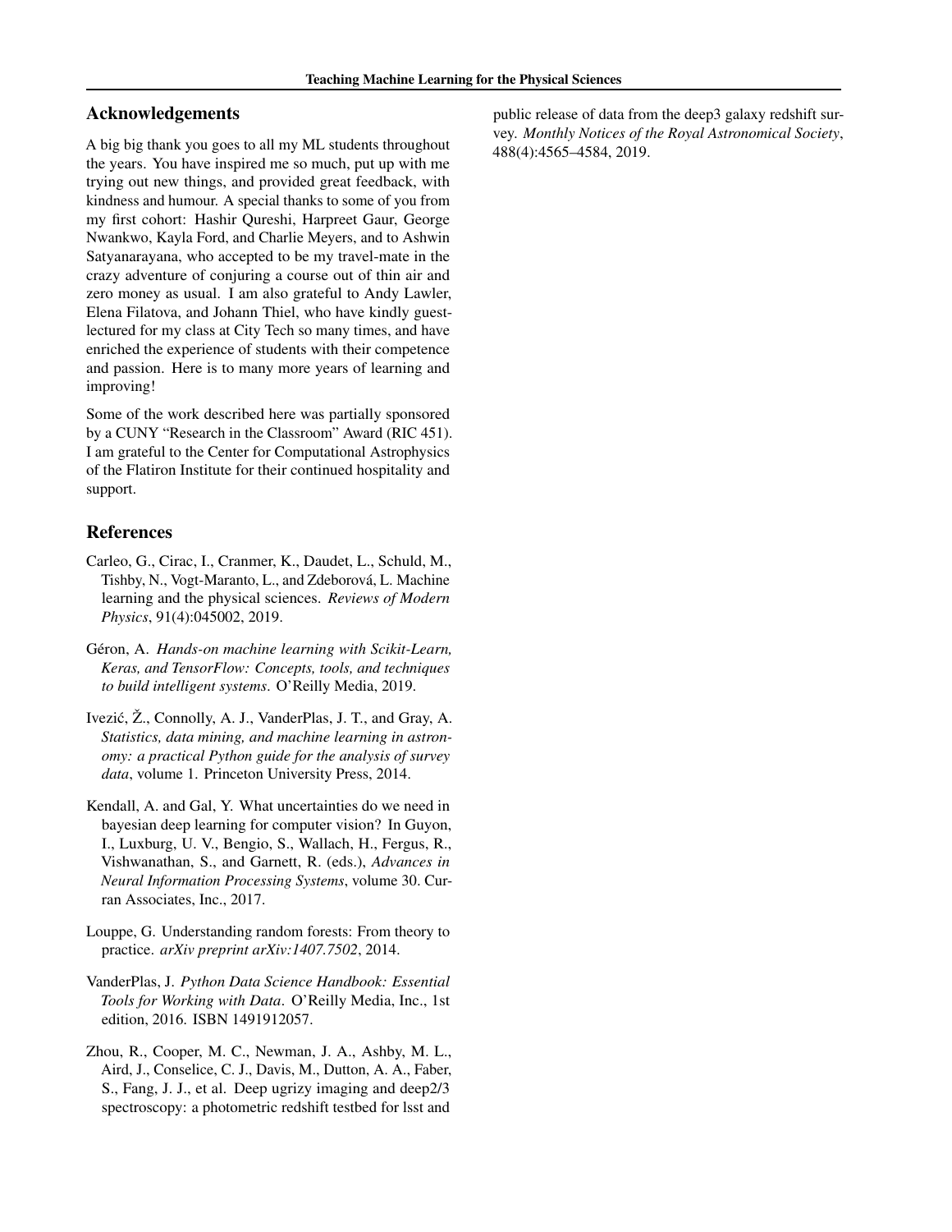## Acknowledgements

A big big thank you goes to all my ML students throughout the years. You have inspired me so much, put up with me trying out new things, and provided great feedback, with kindness and humour. A special thanks to some of you from my first cohort: Hashir Qureshi, Harpreet Gaur, George Nwankwo, Kayla Ford, and Charlie Meyers, and to Ashwin Satyanarayana, who accepted to be my travel-mate in the crazy adventure of conjuring a course out of thin air and zero money as usual. I am also grateful to Andy Lawler, Elena Filatova, and Johann Thiel, who have kindly guest-lectured for my class at City Tech so many times, and have enriched the experience of students with their competence and passion. Here is to many more years of learning and improving!

Some of the work described here was partially sponsored by a CUNY "Research in the Classroom" Award (RIC 451). I am grateful to the Center for Computational Astrophysics of the Flatiron Institute for their continued hospitality and support.

## References

Carleo, G., Cirac, I., Cranmer, K., Daudet, L., Schuld, M., Tishby, N., Vogt-Maranto, L., and Zdeborová, L. Machine learning and the physical sciences. *Reviews of Modern Physics*, 91(4):045002, 2019.

Géron, A. *Hands-on machine learning with Scikit-Learn, Keras, and TensorFlow: Concepts, tools, and techniques to build intelligent systems*. O'Reilly Media, 2019.

Ivezić, Ž., Connolly, A. J., VanderPlas, J. T., and Gray, A. *Statistics, data mining, and machine learning in astronomy: a practical Python guide for the analysis of survey data*, volume 1. Princeton University Press, 2014.

Kendall, A. and Gal, Y. What uncertainties do we need in bayesian deep learning for computer vision? In Guyon, I., Luxburg, U. V., Bengio, S., Wallach, H., Fergus, R., Vishwanathan, S., and Garnett, R. (eds.), *Advances in Neural Information Processing Systems*, volume 30. Curran Associates, Inc., 2017.

Louppe, G. Understanding random forests: From theory to practice. *arXiv preprint arXiv:1407.7502*, 2014.

VanderPlas, J. *Python Data Science Handbook: Essential Tools for Working with Data*. O'Reilly Media, Inc., 1st edition, 2016. ISBN 1491912057.

Zhou, R., Cooper, M. C., Newman, J. A., Ashby, M. L., Aird, J., Conselice, C. J., Davis, M., Dutton, A. A., Faber, S., Fang, J. J., et al. Deep ugrizy imaging and deep2/3 spectroscopy: a photometric redshift testbed for lsst and public release of data from the deep3 galaxy redshift survey. *Monthly Notices of the Royal Astronomical Society*, 488(4):4565–4584, 2019.